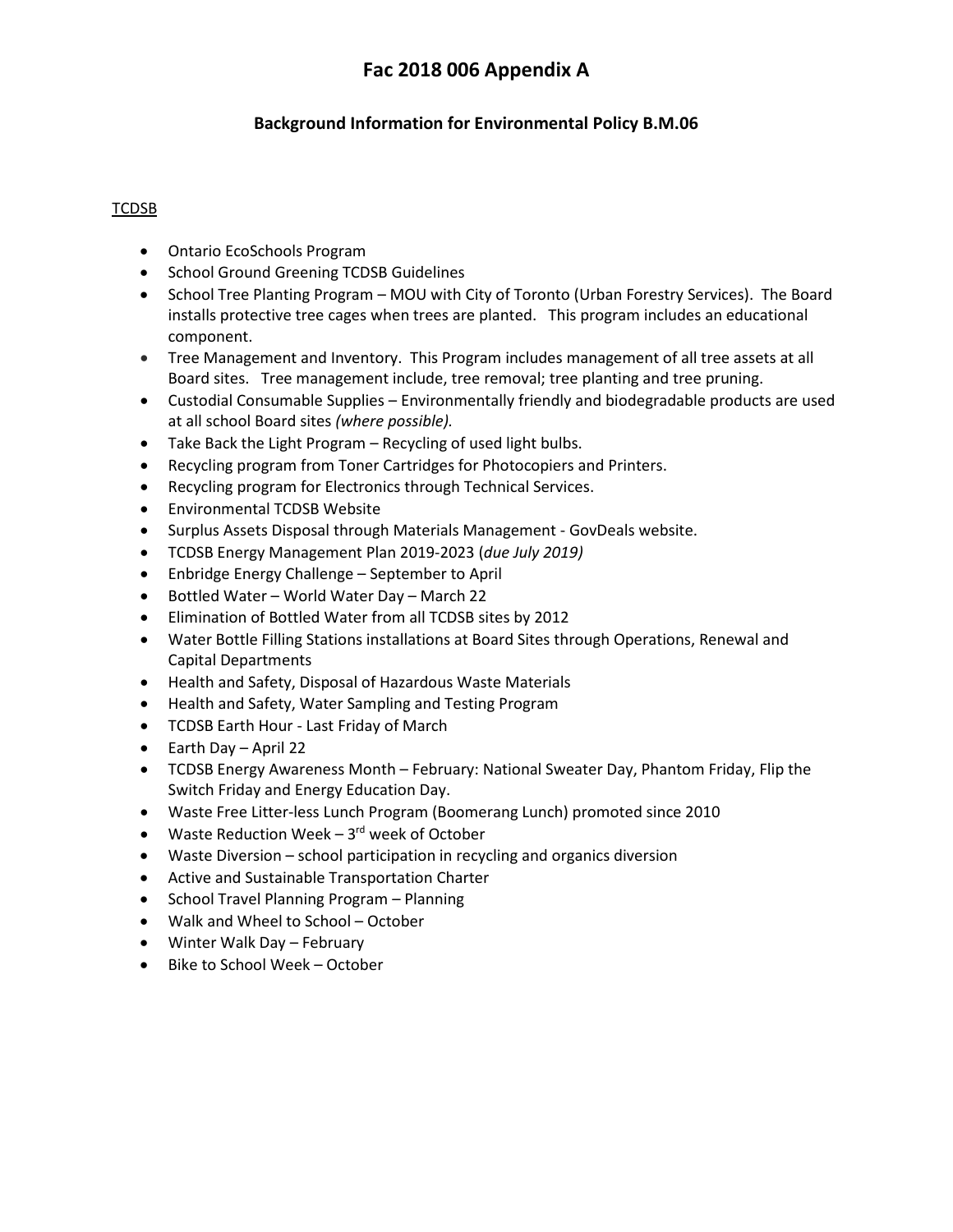# Fac 2018 006 Appendix A

## Background Information for Environmental Policy B.M.06

TCDSB

- Ontario EcoSchools Program
- School Ground Greening TCDSB Guidelines
- School Tree Planting Program – MOU with City of Toronto (Urban Forestry Services). The Board installs protective tree cages when trees are planted. This program includes an educational component.
- Tree Management and Inventory. This Program includes management of all tree assets at all Board sites. Tree management include, tree removal; tree planting and tree pruning.
- Custodial Consumable Supplies – Environmentally friendly and biodegradable products are used at all school Board sites *(where possible).*
- Take Back the Light Program – Recycling of used light bulbs.
- Recycling program from Toner Cartridges for Photocopiers and Printers.
- Recycling program for Electronics through Technical Services.
- Environmental TCDSB Website
- Surplus Assets Disposal through Materials Management - GovDeals website.
- TCDSB Energy Management Plan 2019-2023 (*due July 2019)*
- Enbridge Energy Challenge – September to April
- Bottled Water – World Water Day – March 22
- Elimination of Bottled Water from all TCDSB sites by 2012
- Water Bottle Filling Stations installations at Board Sites through Operations, Renewal and Capital Departments
- Health and Safety, Disposal of Hazardous Waste Materials
- Health and Safety, Water Sampling and Testing Program
- TCDSB Earth Hour - Last Friday of March
- Earth Day – April 22
- TCDSB Energy Awareness Month – February: National Sweater Day, Phantom Friday, Flip the Switch Friday and Energy Education Day.
- Waste Free Litter-less Lunch Program (Boomerang Lunch) promoted since 2010
- Waste Reduction Week – 3rd week of October
- Waste Diversion – school participation in recycling and organics diversion
- Active and Sustainable Transportation Charter
- School Travel Planning Program – Planning
- Walk and Wheel to School – October
- Winter Walk Day – February
- Bike to School Week – October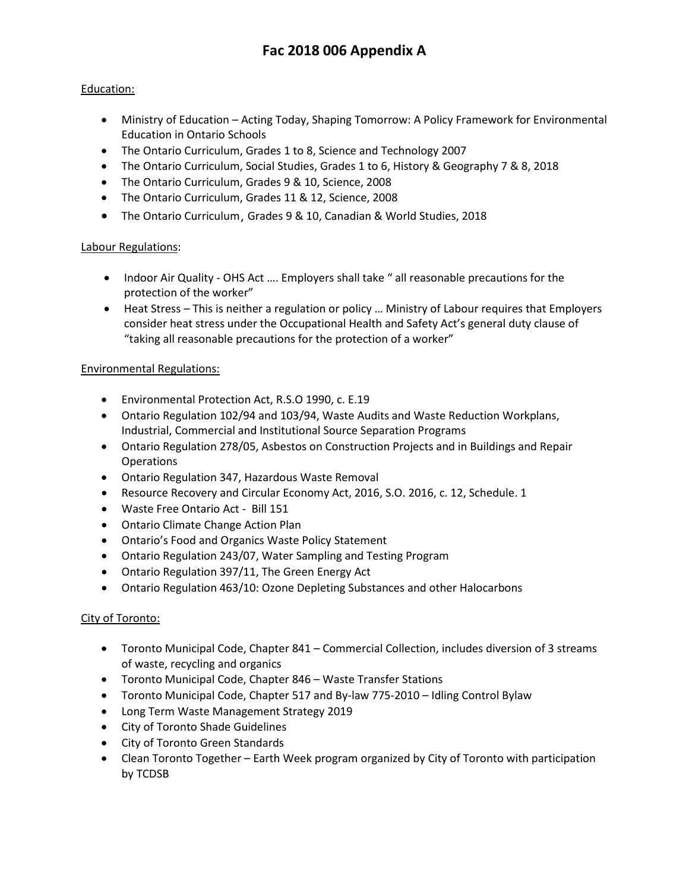# Fac 2018 006 Appendix A

Education:

- Ministry of Education – Acting Today, Shaping Tomorrow: A Policy Framework for Environmental Education in Ontario Schools
- The Ontario Curriculum, Grades 1 to 8, Science and Technology 2007
- The Ontario Curriculum, Social Studies, Grades 1 to 6, History & Geography 7 & 8, 2018
- The Ontario Curriculum, Grades 9 & 10, Science, 2008
- The Ontario Curriculum, Grades 11 & 12, Science, 2008
- The Ontario Curriculum, Grades 9 & 10, Canadian & World Studies, 2018

Labour Regulations:

- Indoor Air Quality - OHS Act …. Employers shall take " all reasonable precautions for the protection of the worker"
- Heat Stress – This is neither a regulation or policy … Ministry of Labour requires that Employers consider heat stress under the Occupational Health and Safety Act's general duty clause of "taking all reasonable precautions for the protection of a worker"

Environmental Regulations:

- Environmental Protection Act, R.S.O 1990, c. E.19
- Ontario Regulation 102/94 and 103/94, Waste Audits and Waste Reduction Workplans, Industrial, Commercial and Institutional Source Separation Programs
- Ontario Regulation 278/05, Asbestos on Construction Projects and in Buildings and Repair Operations
- Ontario Regulation 347, Hazardous Waste Removal
- Resource Recovery and Circular Economy Act, 2016, S.O. 2016, c. 12, Schedule. 1
- Waste Free Ontario Act - Bill 151
- Ontario Climate Change Action Plan
- Ontario's Food and Organics Waste Policy Statement
- Ontario Regulation 243/07, Water Sampling and Testing Program
- Ontario Regulation 397/11, The Green Energy Act
- Ontario Regulation 463/10: Ozone Depleting Substances and other Halocarbons

City of Toronto:

- Toronto Municipal Code, Chapter 841 – Commercial Collection, includes diversion of 3 streams of waste, recycling and organics
- Toronto Municipal Code, Chapter 846 – Waste Transfer Stations
- Toronto Municipal Code, Chapter 517 and By-law 775-2010 – Idling Control Bylaw
- Long Term Waste Management Strategy 2019
- City of Toronto Shade Guidelines
- City of Toronto Green Standards
- Clean Toronto Together – Earth Week program organized by City of Toronto with participation by TCDSB